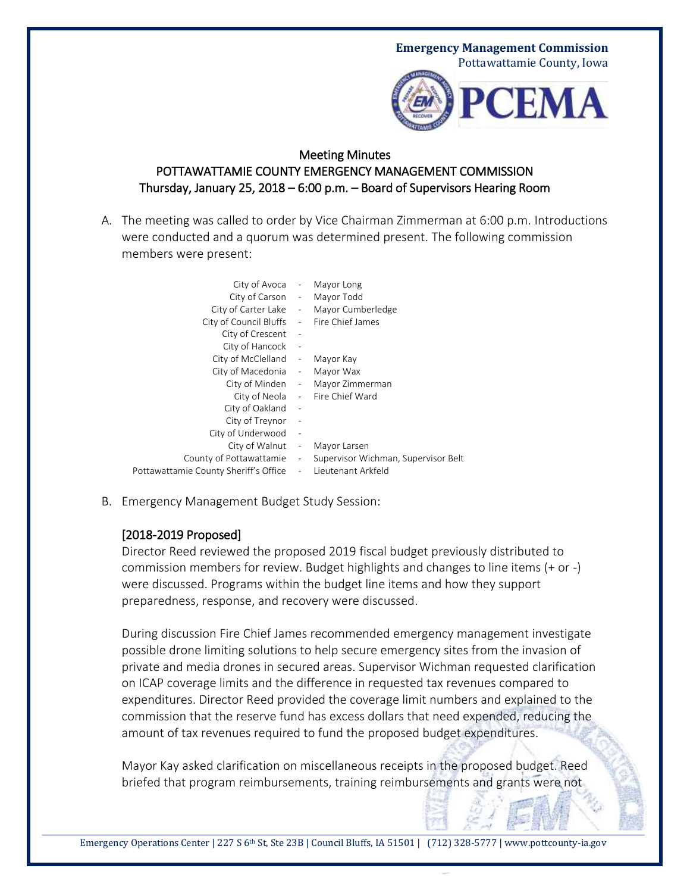**Emergency Management Commission**
Pottawattamie County, Iowa

PCEMA

# Meeting Minutes
## POTTAWATTAMIE COUNTY EMERGENCY MANAGEMENT COMMISSION
### Thursday, January 25, 2018 – 6:00 p.m. – Board of Supervisors Hearing Room

A. The meeting was called to order by Vice Chairman Zimmerman at 6:00 p.m. Introductions were conducted and a quorum was determined present. The following commission members were present:

| | | |
|---|---|---|
| City of Avoca | - | Mayor Long |
| City of Carson | - | Mayor Todd |
| City of Carter Lake | - | Mayor Cumberledge |
| City of Council Bluffs | - | Fire Chief James |
| City of Crescent | - | |
| City of Hancock | - | |
| City of McClelland | - | Mayor Kay |
| City of Macedonia | - | Mayor Wax |
| City of Minden | - | Mayor Zimmerman |
| City of Neola | - | Fire Chief Ward |
| City of Oakland | - | |
| City of Treynor | - | |
| City of Underwood | - | |
| City of Walnut | - | Mayor Larsen |
| County of Pottawattamie | - | Supervisor Wichman, Supervisor Belt |
| Pottawattamie County Sheriff's Office | - | Lieutenant Arkfeld |

B. Emergency Management Budget Study Session:

[2018-2019 Proposed]
Director Reed reviewed the proposed 2019 fiscal budget previously distributed to commission members for review. Budget highlights and changes to line items (+ or -) were discussed. Programs within the budget line items and how they support preparedness, response, and recovery were discussed.

During discussion Fire Chief James recommended emergency management investigate possible drone limiting solutions to help secure emergency sites from the invasion of private and media drones in secured areas. Supervisor Wichman requested clarification on ICAP coverage limits and the difference in requested tax revenues compared to expenditures. Director Reed provided the coverage limit numbers and explained to the commission that the reserve fund has excess dollars that need expended, reducing the amount of tax revenues required to fund the proposed budget expenditures.

Mayor Kay asked clarification on miscellaneous receipts in the proposed budget. Reed briefed that program reimbursements, training reimbursements and grants were not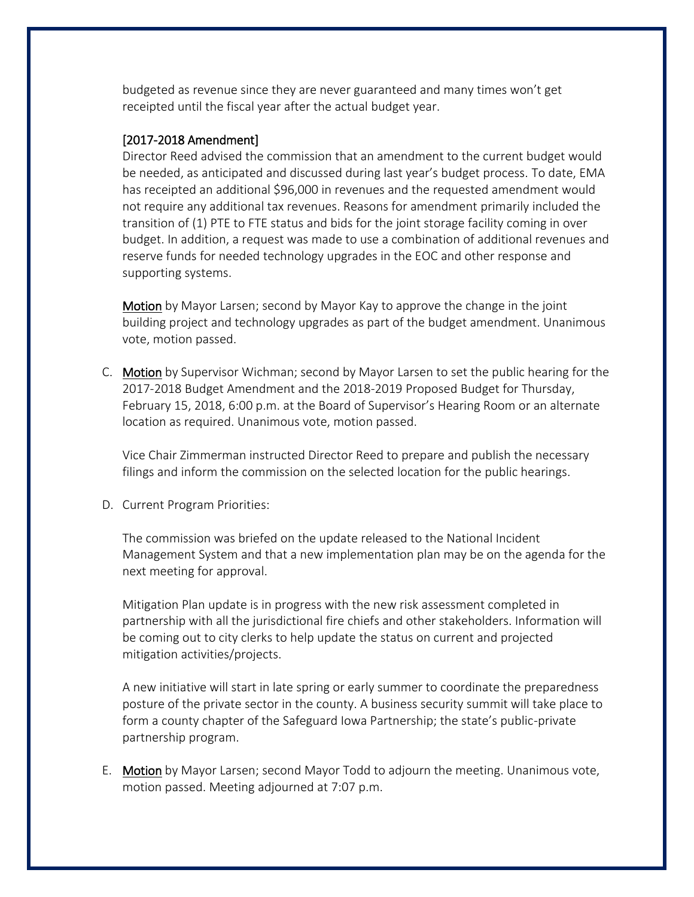budgeted as revenue since they are never guaranteed and many times won't get receipted until the fiscal year after the actual budget year.

[2017-2018 Amendment]

Director Reed advised the commission that an amendment to the current budget would be needed, as anticipated and discussed during last year's budget process. To date, EMA has receipted an additional $96,000 in revenues and the requested amendment would not require any additional tax revenues. Reasons for amendment primarily included the transition of (1) PTE to FTE status and bids for the joint storage facility coming in over budget. In addition, a request was made to use a combination of additional revenues and reserve funds for needed technology upgrades in the EOC and other response and supporting systems.

Motion by Mayor Larsen; second by Mayor Kay to approve the change in the joint building project and technology upgrades as part of the budget amendment. Unanimous vote, motion passed.

C. Motion by Supervisor Wichman; second by Mayor Larsen to set the public hearing for the 2017-2018 Budget Amendment and the 2018-2019 Proposed Budget for Thursday, February 15, 2018, 6:00 p.m. at the Board of Supervisor's Hearing Room or an alternate location as required. Unanimous vote, motion passed.

   Vice Chair Zimmerman instructed Director Reed to prepare and publish the necessary filings and inform the commission on the selected location for the public hearings.

D. Current Program Priorities:

   The commission was briefed on the update released to the National Incident Management System and that a new implementation plan may be on the agenda for the next meeting for approval.

   Mitigation Plan update is in progress with the new risk assessment completed in partnership with all the jurisdictional fire chiefs and other stakeholders. Information will be coming out to city clerks to help update the status on current and projected mitigation activities/projects.

   A new initiative will start in late spring or early summer to coordinate the preparedness posture of the private sector in the county. A business security summit will take place to form a county chapter of the Safeguard Iowa Partnership; the state's public-private partnership program.

E. Motion by Mayor Larsen; second Mayor Todd to adjourn the meeting. Unanimous vote, motion passed. Meeting adjourned at 7:07 p.m.